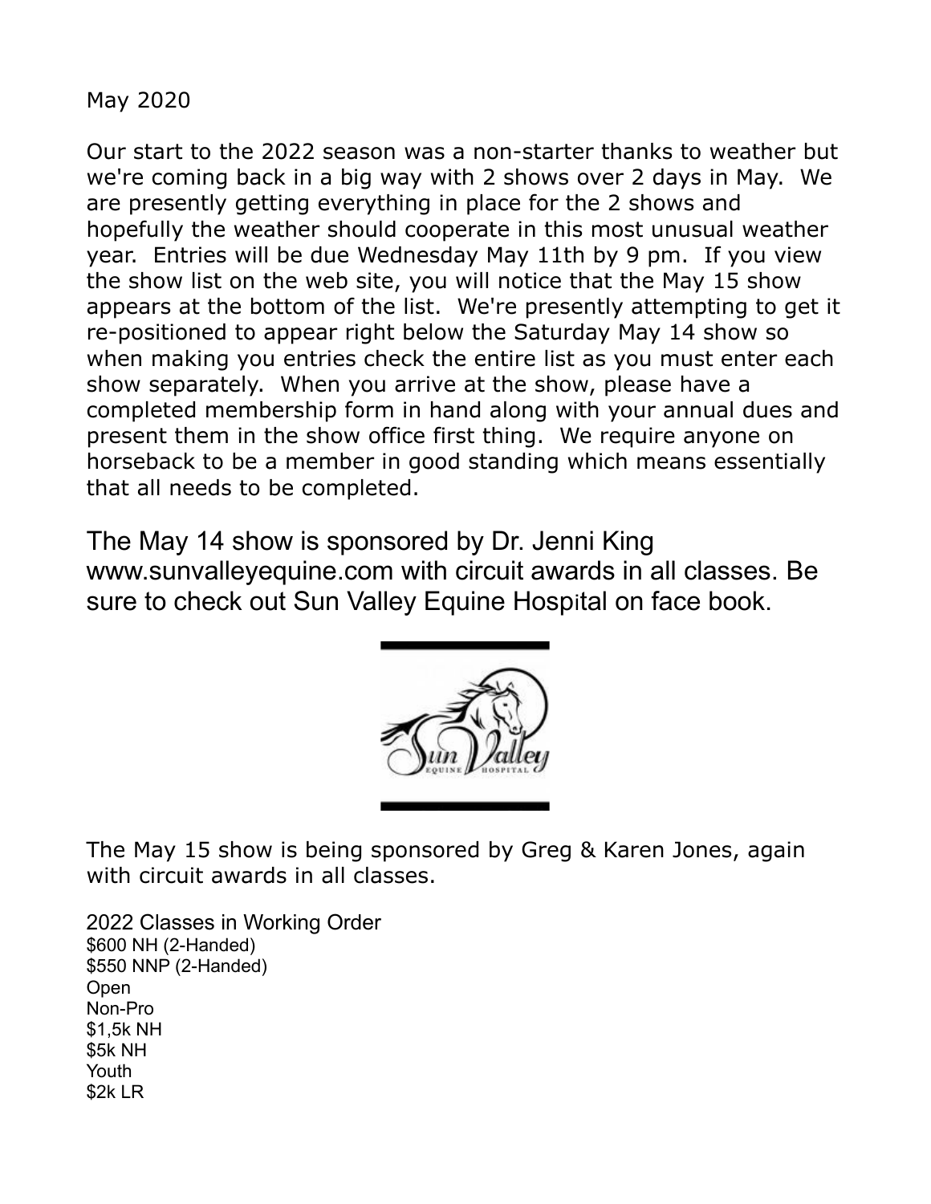May 2020

Our start to the 2022 season was a non-starter thanks to weather but we're coming back in a big way with 2 shows over 2 days in May. We are presently getting everything in place for the 2 shows and hopefully the weather should cooperate in this most unusual weather year. Entries will be due Wednesday May 11th by 9 pm. If you view the show list on the web site, you will notice that the May 15 show appears at the bottom of the list. We're presently attempting to get it re-positioned to appear right below the Saturday May 14 show so when making you entries check the entire list as you must enter each show separately. When you arrive at the show, please have a completed membership form in hand along with your annual dues and present them in the show office first thing. We require anyone on horseback to be a member in good standing which means essentially that all needs to be completed.

The May 14 show is sponsored by Dr. Jenni King www.sunvalleyequine.com with circuit awards in all classes. Be sure to check out Sun Valley Equine Hospital on face book.

The May 15 show is being sponsored by Greg & Karen Jones, again with circuit awards in all classes.

2022 Classes in Working Order

$600 NH (2-Handed)
$550 NNP (2-Handed)
Open
Non-Pro
$1,5k NH
$5k NH
Youth
$2k LR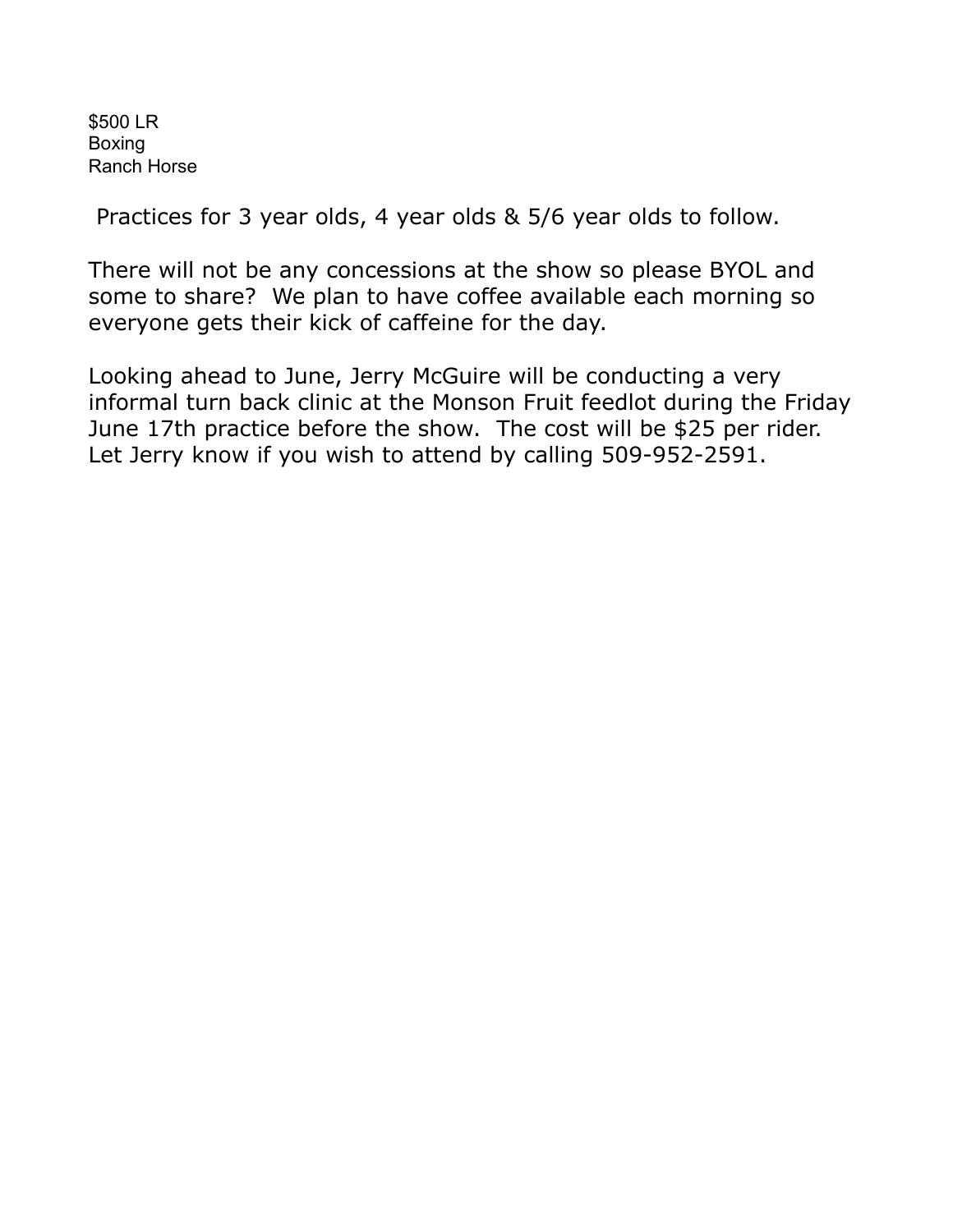$500 LR
Boxing
Ranch Horse

Practices for 3 year olds, 4 year olds & 5/6 year olds to follow.

There will not be any concessions at the show so please BYOL and some to share? We plan to have coffee available each morning so everyone gets their kick of caffeine for the day.

Looking ahead to June, Jerry McGuire will be conducting a very informal turn back clinic at the Monson Fruit feedlot during the Friday June 17th practice before the show. The cost will be $25 per rider. Let Jerry know if you wish to attend by calling 509-952-2591.